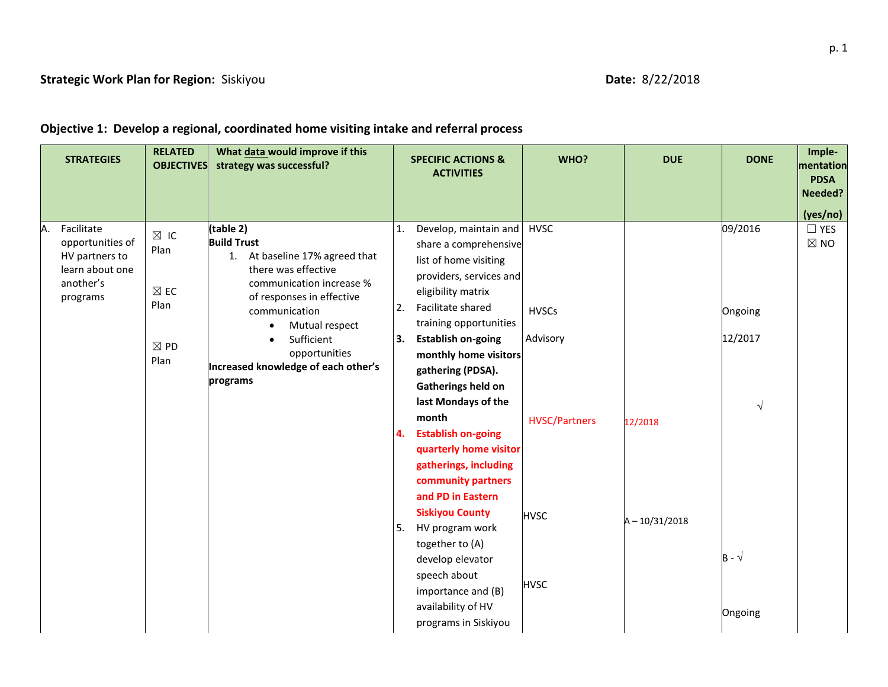**Strategic Work Plan for Region:** Siskiyou **Date:** 8/22/2018

## Objective 1: Develop a regional, coordinated home visiting intake and referral process

| STRATEGIES | RELATED OBJECTIVES | What data would improve if this strategy was successful? | SPECIFIC ACTIONS & ACTIVITIES | WHO? | DUE | DONE | Imple-mentation PDSA Needed? (yes/no) |
|---|---|---|---|---|---|---|---|
| A. Facilitate opportunities of HV partners to learn about one another's programs | ☒ IC Plan<br><br>☒ EC Plan<br><br>☒ PD Plan | **(table 2)**<br>**Build Trust**<br>1. At baseline 17% agreed that there was effective communication increase % of responses in effective communication<br>• Mutual respect<br>• Sufficient opportunities<br>**Increased knowledge of each other's programs** | 1. Develop, maintain and share a comprehensive list of home visiting providers, services and eligibility matrix | HVSC | | 09/2016 | ☐ YES<br>☒ NO |
| | | | 2. Facilitate shared training opportunities | HVSCs | | Ongoing | |
| | | | **3. Establish on-going monthly home visitors gathering (PDSA). Gatherings held on last Mondays of the month** | Advisory | | 12/2017<br><br>√ | |
| | | | **4. Establish on-going quarterly home visitor gatherings, including community partners and PD in Eastern Siskiyou County** | HVSC/Partners | 12/2018 | | |
| | | | 5. HV program work together to (A) develop elevator speech about importance and (B) availability of HV programs in Siskiyou | HVSC<br><br>HVSC | A – 10/31/2018 | B - √<br><br>Ongoing | |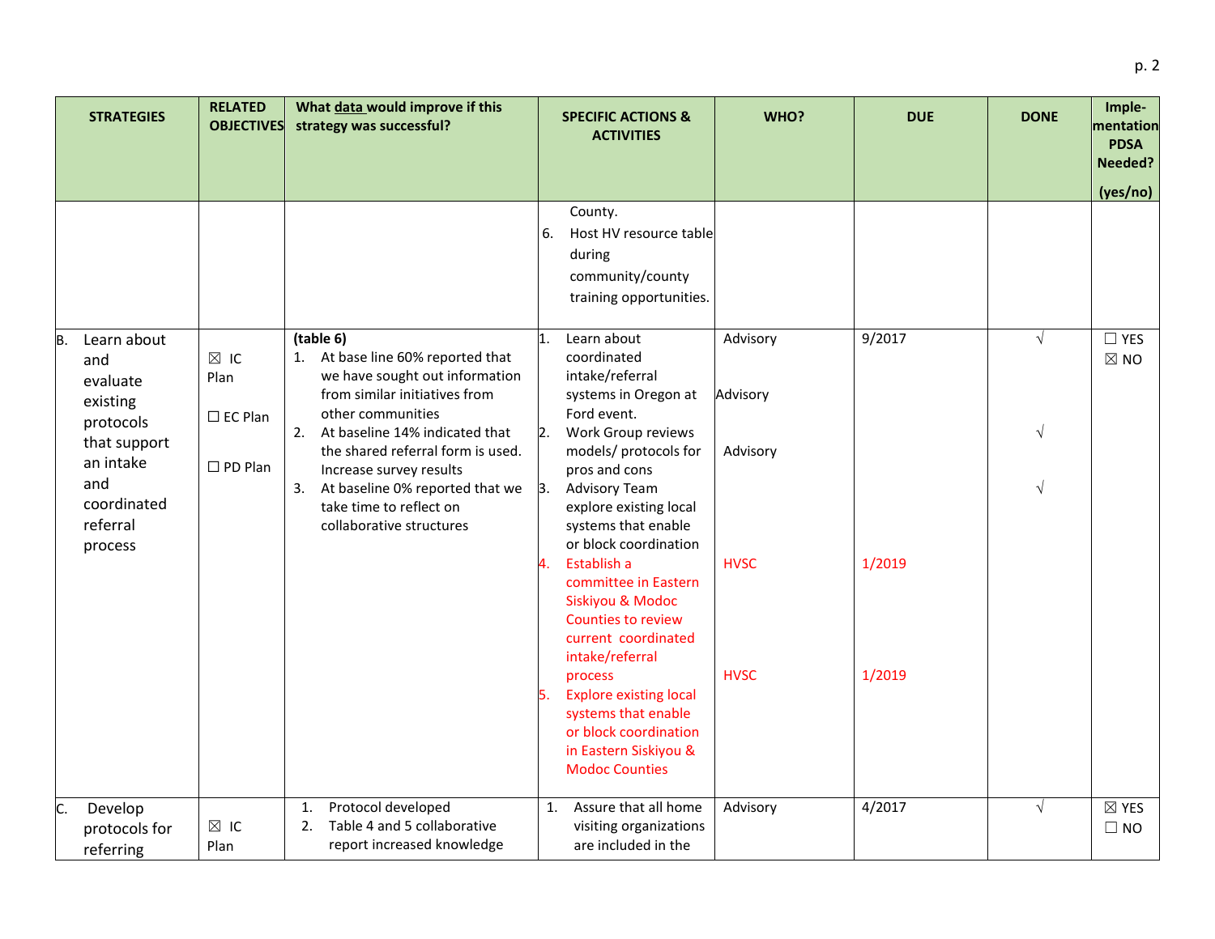| STRATEGIES | RELATED OBJECTIVES | What data would improve if this strategy was successful? | SPECIFIC ACTIONS & ACTIVITIES | WHO? | DUE | DONE | Imple-mentation PDSA Needed? (yes/no) |
|---|---|---|---|---|---|---|---|
| | | | County.<br>6. Host HV resource table during community/county training opportunities. | | | | |
| B. Learn about and evaluate existing protocols that support an intake and coordinated referral process | ☒ IC Plan<br>☐ EC Plan<br>☐ PD Plan | **(table 6)**<br>1. At base line 60% reported that we have sought out information from similar initiatives from other communities<br>2. At baseline 14% indicated that the shared referral form is used. Increase survey results<br>3. At baseline 0% reported that we take time to reflect on collaborative structures | 1. Learn about coordinated intake/referral systems in Oregon at Ford event.<br>2. Work Group reviews models/ protocols for pros and cons<br>3. Advisory Team explore existing local systems that enable or block coordination<br>4. Establish a committee in Eastern Siskiyou & Modoc Counties to review current coordinated intake/referral process<br>5. Explore existing local systems that enable or block coordination in Eastern Siskiyou & Modoc Counties | Advisory<br>Advisory<br>Advisory<br>HVSC<br>HVSC | 9/2017<br>1/2019<br>1/2019 | √<br>√<br>√ | ☐ YES<br>☒ NO |
| C. Develop protocols for referring | ☒ IC Plan | 1. Protocol developed<br>2. Table 4 and 5 collaborative report increased knowledge | 1. Assure that all home visiting organizations are included in the | Advisory | 4/2017 | √ | ☒ YES<br>☐ NO |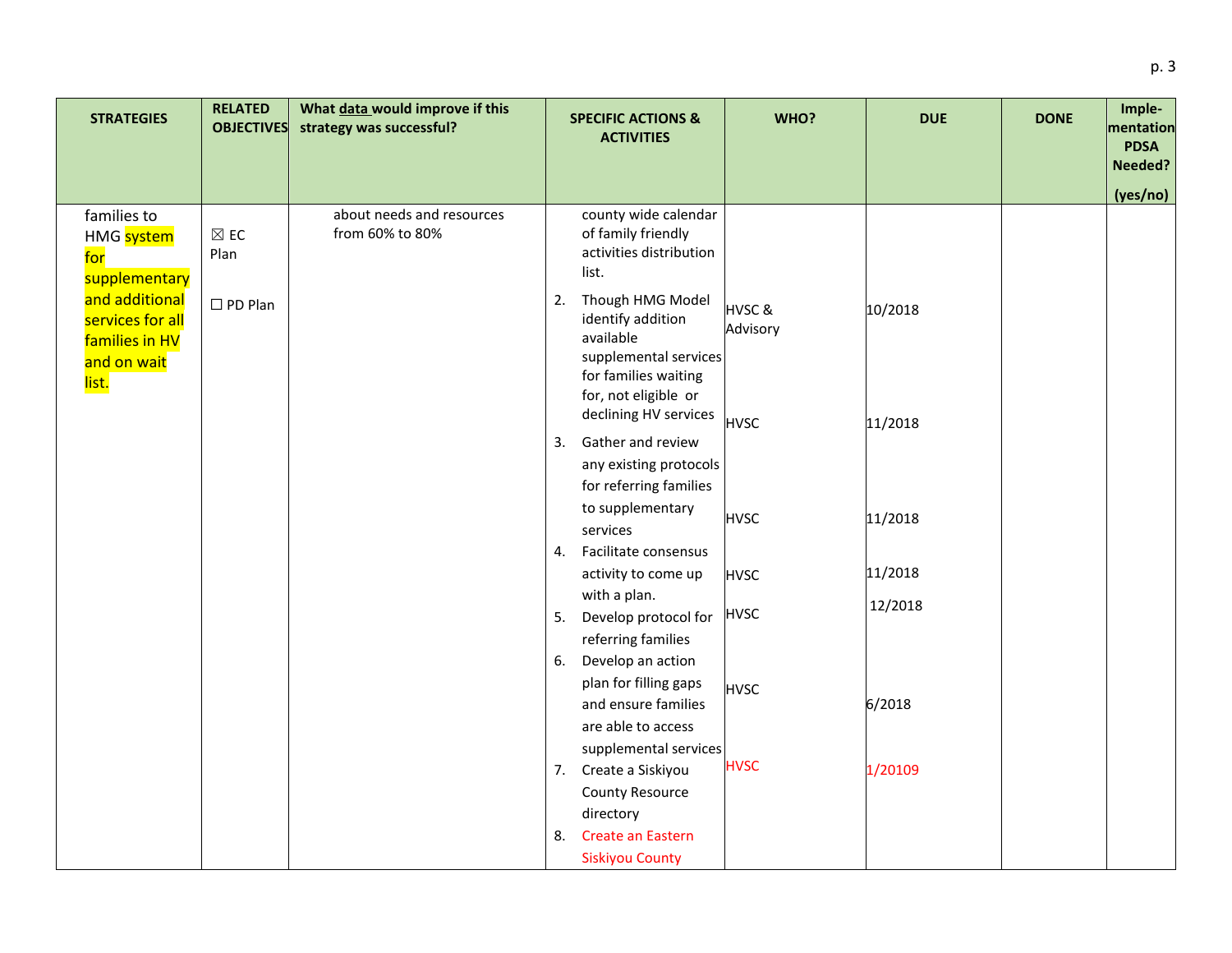| STRATEGIES | RELATED OBJECTIVES | What data would improve if this strategy was successful? | SPECIFIC ACTIONS & ACTIVITIES | WHO? | DUE | DONE | Imple-mentation PDSA Needed? (yes/no) |
|---|---|---|---|---|---|---|---|
| families to HMG system for supplementary and additional services for all families in HV and on wait list. | ☒ EC Plan<br><br>☐ PD Plan | about needs and resources from 60% to 80% | county wide calendar of family friendly activities distribution list.<br>2. Though HMG Model identify addition available supplemental services for families waiting for, not eligible or declining HV services<br>3. Gather and review any existing protocols for referring families to supplementary services<br>4. Facilitate consensus activity to come up with a plan.<br>5. Develop protocol for referring families<br>6. Develop an action plan for filling gaps and ensure families are able to access supplemental services<br>7. Create a Siskiyou County Resource directory<br>8. Create an Eastern Siskiyou County | HVSC & Advisory<br>HVSC<br>HVSC<br>HVSC<br>HVSC<br>HVSC<br>HVSC | 10/2018<br>11/2018<br>11/2018<br>11/2018<br>12/2018<br>6/2018<br>1/20109 | | |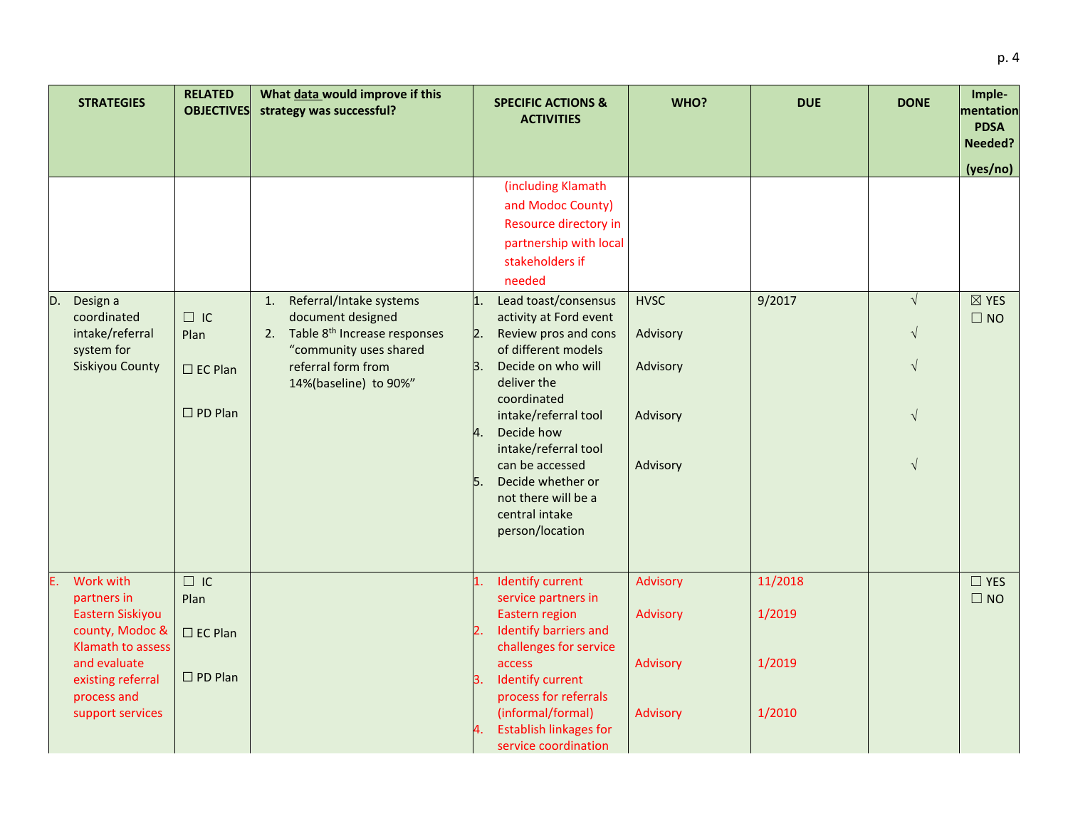| STRATEGIES | RELATED OBJECTIVES | What data would improve if this strategy was successful? | SPECIFIC ACTIONS & ACTIVITIES | WHO? | DUE | DONE | Imple-mentation PDSA Needed? (yes/no) |
|---|---|---|---|---|---|---|---|
| | | | (including Klamath and Modoc County) Resource directory in partnership with local stakeholders if needed | | | | |
| D. Design a coordinated intake/referral system for Siskiyou County | ☐ IC Plan<br>☐ EC Plan<br>☐ PD Plan | 1. Referral/Intake systems document designed<br>2. Table 8th Increase responses "community uses shared referral form from 14%(baseline) to 90%" | 1. Lead toast/consensus activity at Ford event<br>2. Review pros and cons of different models<br>3. Decide on who will deliver the coordinated intake/referral tool<br>4. Decide how intake/referral tool can be accessed<br>5. Decide whether or not there will be a central intake person/location | HVSC<br>Advisory<br>Advisory<br>Advisory<br>Advisory | 9/2017 | √<br>√<br>√<br>√<br>√ | ☒ YES<br>☐ NO |
| E. Work with partners in Eastern Siskiyou county, Modoc & Klamath to assess and evaluate existing referral process and support services | ☐ IC Plan<br>☐ EC Plan<br>☐ PD Plan | | 1. Identify current service partners in Eastern region<br>2. Identify barriers and challenges for service access<br>3. Identify current process for referrals (informal/formal)<br>4. Establish linkages for service coordination | Advisory<br>Advisory<br>Advisory<br>Advisory | 11/2018<br>1/2019<br>1/2019<br>1/2010 | | ☐ YES<br>☐ NO |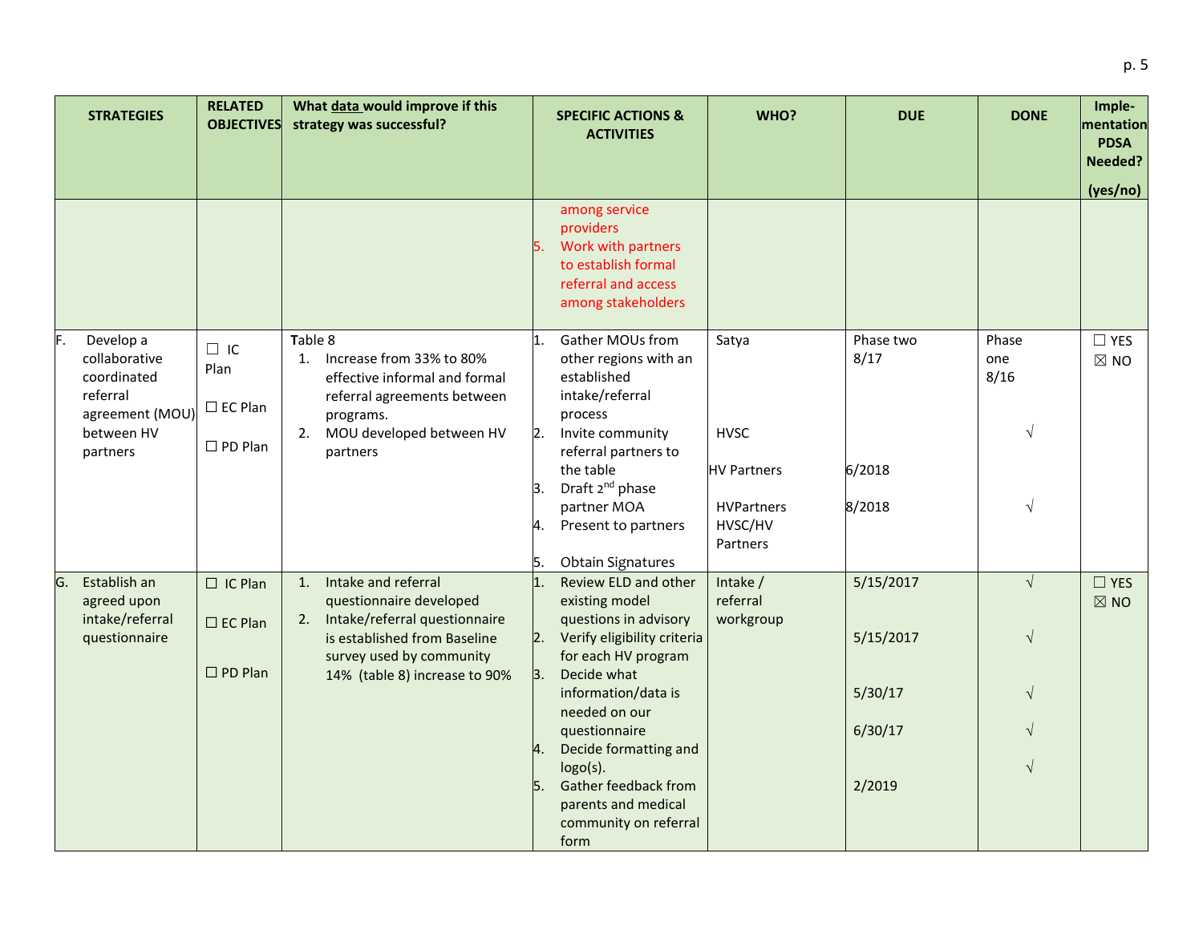| STRATEGIES | RELATED OBJECTIVES | What data would improve if this strategy was successful? | SPECIFIC ACTIONS & ACTIVITIES | WHO? | DUE | DONE | Imple-mentation PDSA Needed? (yes/no) |
|---|---|---|---|---|---|---|---|
| | | | among service providers<br>5. Work with partners to establish formal referral and access among stakeholders | | | | |
| F. Develop a collaborative coordinated referral agreement (MOU) between HV partners | ☐ IC Plan<br>☐ EC Plan<br>☐ PD Plan | Table 8<br>1. Increase from 33% to 80% effective informal and formal referral agreements between programs.<br>2. MOU developed between HV partners | 1. Gather MOUs from other regions with an established intake/referral process<br>2. Invite community referral partners to the table<br>3. Draft 2nd phase partner MOA<br>4. Present to partners<br>5. Obtain Signatures | Satya<br>HVSC<br>HV Partners<br>HVPartners<br>HVSC/HV Partners | Phase two 8/17<br>6/2018<br>8/2018 | Phase one 8/16<br>√<br>√ | ☐ YES<br>☒ NO |
| G. Establish an agreed upon intake/referral questionnaire | ☐ IC Plan<br>☐ EC Plan<br>☐ PD Plan | 1. Intake and referral questionnaire developed<br>2. Intake/referral questionnaire is established from Baseline survey used by community 14% (table 8) increase to 90% | 1. Review ELD and other existing model questions in advisory<br>2. Verify eligibility criteria for each HV program<br>3. Decide what information/data is needed on our questionnaire<br>4. Decide formatting and logo(s).<br>5. Gather feedback from parents and medical community on referral form | Intake / referral workgroup | 5/15/2017<br>5/15/2017<br>5/30/17<br>6/30/17<br>2/2019 | √<br>√<br>√<br>√<br>√ | ☐ YES<br>☒ NO |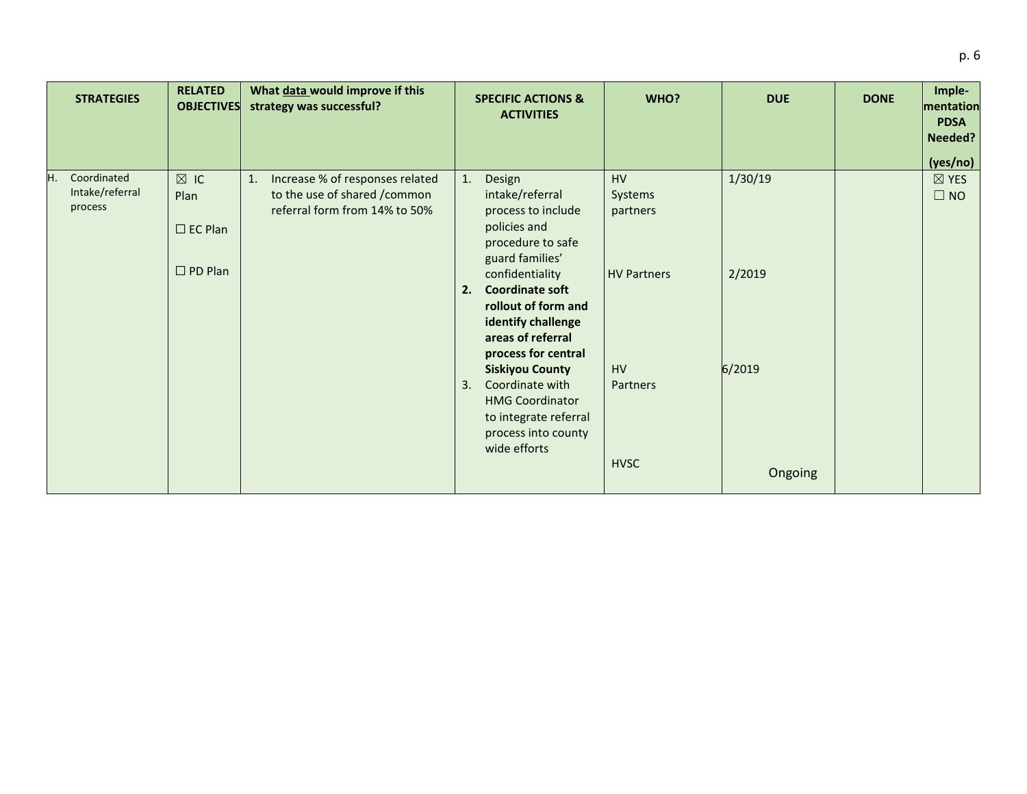| STRATEGIES | RELATED OBJECTIVES | What data would improve if this strategy was successful? | SPECIFIC ACTIONS & ACTIVITIES | WHO? | DUE | DONE | Imple-mentation PDSA Needed? (yes/no) |
|---|---|---|---|---|---|---|---|
| H. Coordinated Intake/referral process | ☒ IC Plan<br><br>☐ EC Plan<br><br>☐ PD Plan | 1. Increase % of responses related to the use of shared /common referral form from 14% to 50% | 1. Design intake/referral process to include policies and procedure to safe guard families' confidentiality<br>2. **Coordinate soft rollout of form and identify challenge areas of referral process for central Siskiyou County**<br>3. Coordinate with HMG Coordinator to integrate referral process into county wide efforts | HV Systems partners<br><br>HV Partners<br><br>HV Partners<br><br>HVSC | 1/30/19<br><br>2/2019<br><br>6/2019<br><br>Ongoing | | ☒ YES<br>☐ NO |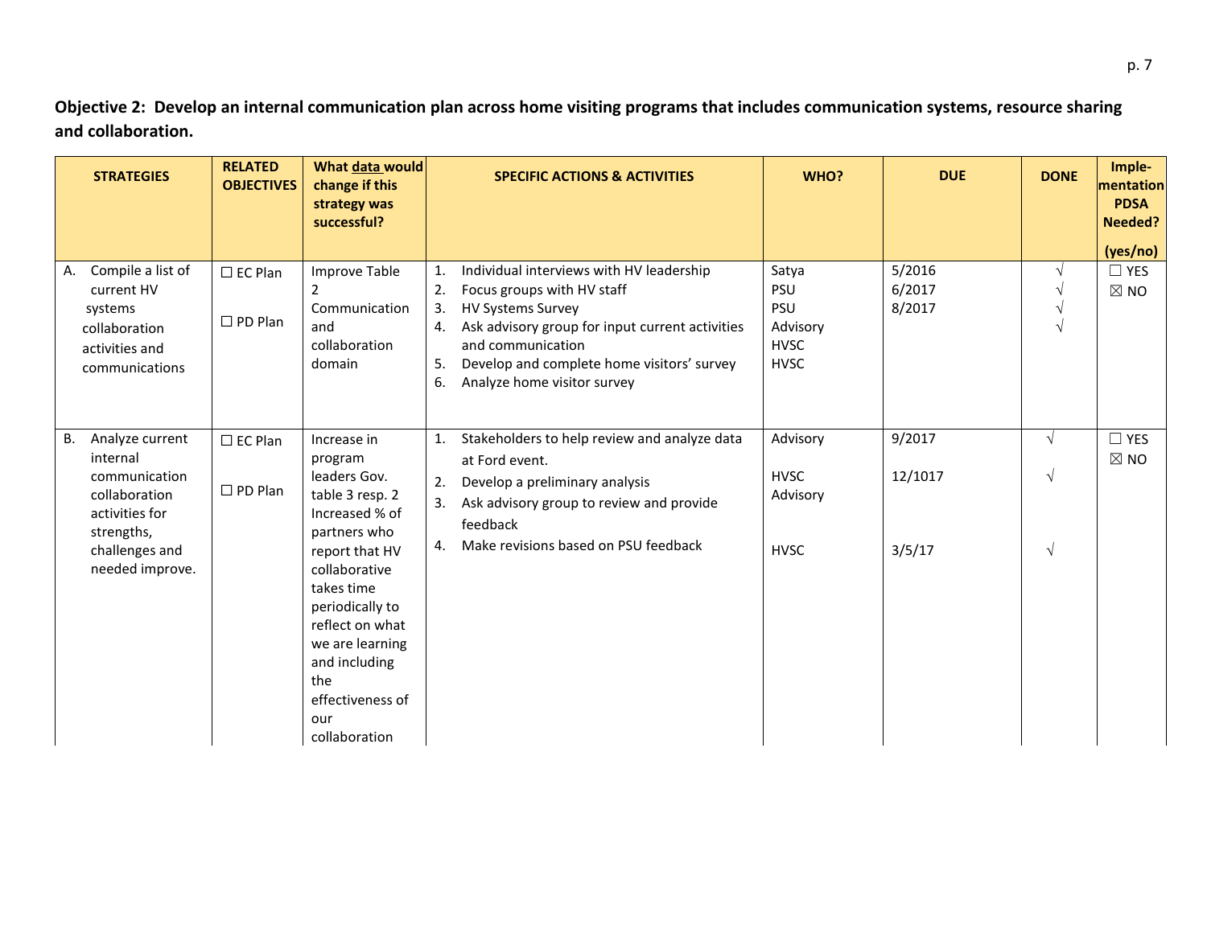**Objective 2: Develop an internal communication plan across home visiting programs that includes communication systems, resource sharing and collaboration.**

| STRATEGIES | RELATED OBJECTIVES | What data would change if this strategy was successful? | SPECIFIC ACTIONS & ACTIVITIES | WHO? | DUE | DONE | Imple-mentation PDSA Needed? (yes/no) |
|---|---|---|---|---|---|---|---|
| A. Compile a list of current HV systems collaboration activities and communications | ☐ EC Plan<br><br>☐ PD Plan | Improve Table 2 Communication and collaboration domain | 1. Individual interviews with HV leadership<br>2. Focus groups with HV staff<br>3. HV Systems Survey<br>4. Ask advisory group for input current activities and communication<br>5. Develop and complete home visitors' survey<br>6. Analyze home visitor survey | Satya<br>PSU<br>PSU<br>Advisory<br>HVSC<br>HVSC | 5/2016<br>6/2017<br>8/2017 | √<br>√<br>√<br>√ | ☐ YES<br>☒ NO |
| B. Analyze current internal communication collaboration activities for strengths, challenges and needed improve. | ☐ EC Plan<br><br>☐ PD Plan | Increase in program leaders Gov. table 3 resp. 2 Increased % of partners who report that HV collaborative takes time periodically to reflect on what we are learning and including the effectiveness of our collaboration | 1. Stakeholders to help review and analyze data at Ford event.<br>2. Develop a preliminary analysis<br>3. Ask advisory group to review and provide feedback<br>4. Make revisions based on PSU feedback | Advisory<br><br>HVSC<br>Advisory<br><br>HVSC | 9/2017<br><br>12/1017<br><br>3/5/17 | √<br><br>√<br><br>√ | ☐ YES<br>☒ NO |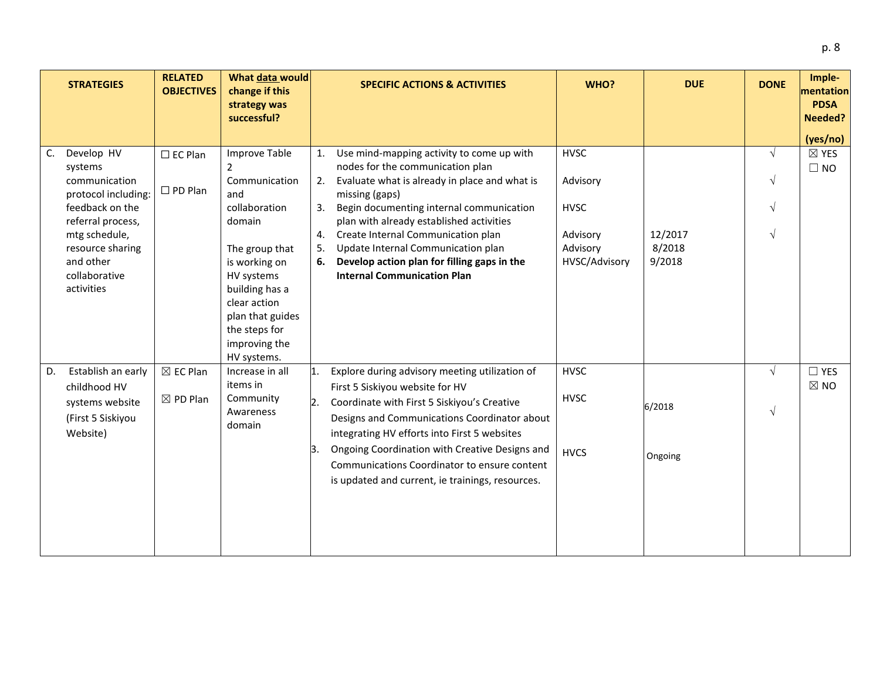| STRATEGIES | RELATED OBJECTIVES | What data would change if this strategy was successful? | SPECIFIC ACTIONS & ACTIVITIES | WHO? | DUE | DONE | Imple-mentation PDSA Needed? (yes/no) |
|---|---|---|---|---|---|---|---|
| C. Develop HV systems communication protocol including: feedback on the referral process, mtg schedule, resource sharing and other collaborative activities | ☐ EC Plan<br><br>☐ PD Plan | Improve Table 2 Communication and collaboration domain<br><br>The group that is working on HV systems building has a clear action plan that guides the steps for improving the HV systems. | 1. Use mind-mapping activity to come up with nodes for the communication plan<br>2. Evaluate what is already in place and what is missing (gaps)<br>3. Begin documenting internal communication plan with already established activities<br>4. Create Internal Communication plan<br>5. Update Internal Communication plan<br>6. **Develop action plan for filling gaps in the Internal Communication Plan** | HVSC<br><br>Advisory<br><br>HVSC<br><br>Advisory<br>Advisory<br>HVSC/Advisory | <br><br><br><br><br><br>12/2017<br>8/2018<br>9/2018 | √<br><br>√<br><br>√<br><br>√ | ☒ YES<br>☐ NO |
| D. Establish an early childhood HV systems website (First 5 Siskiyou Website) | ☒ EC Plan<br><br>☒ PD Plan | Increase in all items in Community Awareness domain | 1. Explore during advisory meeting utilization of First 5 Siskiyou website for HV<br>2. Coordinate with First 5 Siskiyou's Creative Designs and Communications Coordinator about integrating HV efforts into First 5 websites<br>3. Ongoing Coordination with Creative Designs and Communications Coordinator to ensure content is updated and current, ie trainings, resources. | HVSC<br><br>HVSC<br><br><br>HVCS | <br><br>6/2018<br><br><br>Ongoing | √<br><br>√ | ☐ YES<br>☒ NO |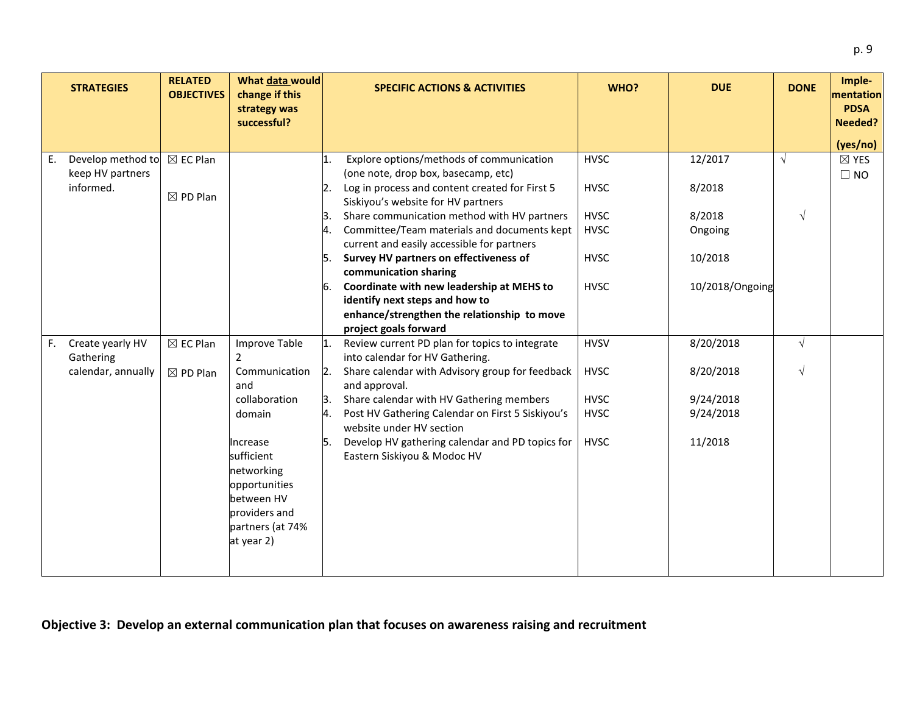| STRATEGIES | RELATED OBJECTIVES | What **data** would change if this strategy was successful? | SPECIFIC ACTIONS & ACTIVITIES | WHO? | DUE | DONE | Imple-mentation PDSA Needed? (yes/no) |
|---|---|---|---|---|---|---|---|
| E. Develop method to keep HV partners informed. | ☒ EC Plan<br><br>☒ PD Plan | | 1. Explore options/methods of communication (one note, drop box, basecamp, etc)<br>2. Log in process and content created for First 5 Siskiyou's website for HV partners<br>3. Share communication method with HV partners<br>4. Committee/Team materials and documents kept current and easily accessible for partners<br>5. **Survey HV partners on effectiveness of communication sharing**<br>6. **Coordinate with new leadership at MEHS to identify next steps and how to enhance/strengthen the relationship to move project goals forward** | HVSC<br><br>HVSC<br><br>HVSC<br>HVSC<br><br>HVSC<br><br>HVSC | 12/2017<br><br>8/2018<br><br>8/2018<br>Ongoing<br><br>10/2018<br><br>10/2018/Ongoing | √<br><br><br><br>√ | ☒ YES<br>☐ NO |
| F. Create yearly HV Gathering calendar, annually | ☒ EC Plan<br><br>☒ PD Plan | Improve Table 2 Communication and collaboration domain<br><br>Increase sufficient networking opportunities between HV providers and partners (at 74% at year 2) | 1. Review current PD plan for topics to integrate into calendar for HV Gathering.<br>2. Share calendar with Advisory group for feedback and approval.<br>3. Share calendar with HV Gathering members<br>4. Post HV Gathering Calendar on First 5 Siskiyou's website under HV section<br>5. Develop HV gathering calendar and PD topics for Eastern Siskiyou & Modoc HV | HVSV<br><br>HVSC<br><br>HVSC<br>HVSC<br><br>HVSC | 8/20/2018<br><br>8/20/2018<br><br>9/24/2018<br>9/24/2018<br><br>11/2018 | √<br><br>√ | |

**Objective 3: Develop an external communication plan that focuses on awareness raising and recruitment**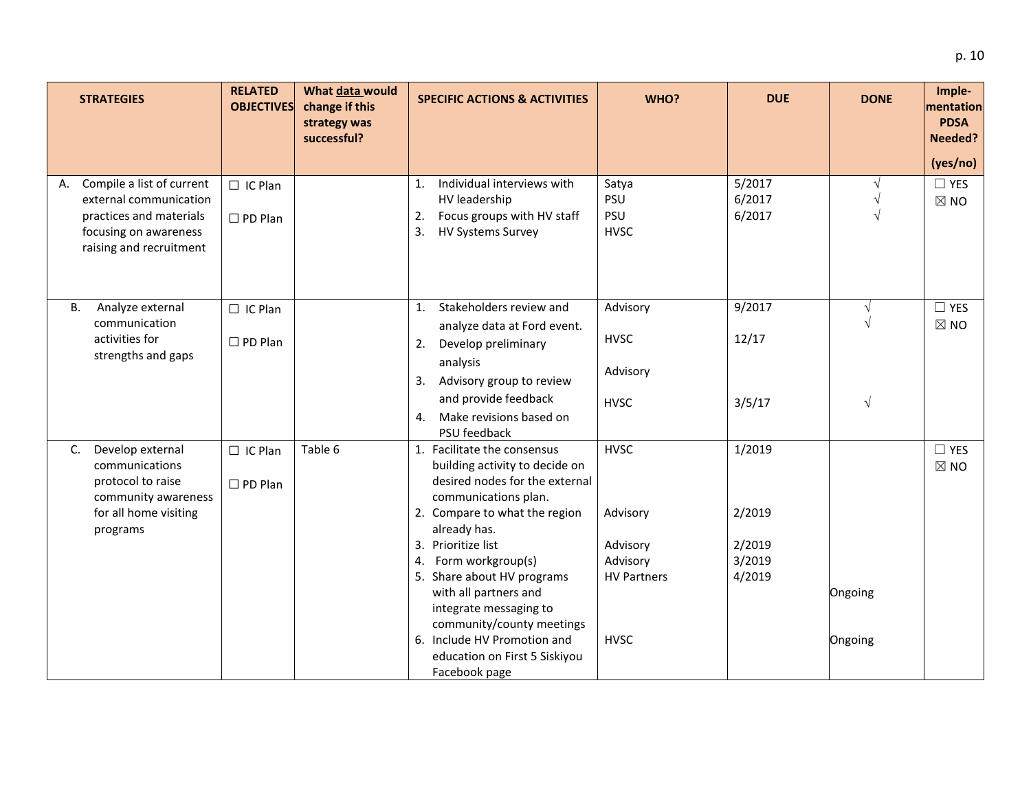| STRATEGIES | RELATED OBJECTIVES | What data would change if this strategy was successful? | SPECIFIC ACTIONS & ACTIVITIES | WHO? | DUE | DONE | Imple-mentation PDSA Needed? (yes/no) |
|---|---|---|---|---|---|---|---|
| A. Compile a list of current external communication practices and materials focusing on awareness raising and recruitment | ☐ IC Plan<br>☐ PD Plan | | 1. Individual interviews with HV leadership<br>2. Focus groups with HV staff<br>3. HV Systems Survey | Satya<br>PSU<br>PSU<br>HVSC | 5/2017<br>6/2017<br>6/2017 | √<br>√<br>√ | ☐ YES<br>☒ NO |
| B. Analyze external communication activities for strengths and gaps | ☐ IC Plan<br>☐ PD Plan | | 1. Stakeholders review and analyze data at Ford event.<br>2. Develop preliminary analysis<br>3. Advisory group to review and provide feedback<br>4. Make revisions based on PSU feedback | Advisory<br>HVSC<br>Advisory<br>HVSC | 9/2017<br>12/17<br><br>3/5/17 | √<br>√<br><br>√ | ☐ YES<br>☒ NO |
| C. Develop external communications protocol to raise community awareness for all home visiting programs | ☐ IC Plan<br>☐ PD Plan | Table 6 | 1. Facilitate the consensus building activity to decide on desired nodes for the external communications plan.<br>2. Compare to what the region already has.<br>3. Prioritize list<br>4. Form workgroup(s)<br>5. Share about HV programs with all partners and integrate messaging to community/county meetings<br>6. Include HV Promotion and education on First 5 Siskiyou Facebook page | HVSC<br>Advisory<br>Advisory<br>Advisory<br>HV Partners<br>HVSC | 1/2019<br>2/2019<br>2/2019<br>3/2019<br>4/2019 | <br><br><br><br>Ongoing<br>Ongoing | ☐ YES<br>☒ NO |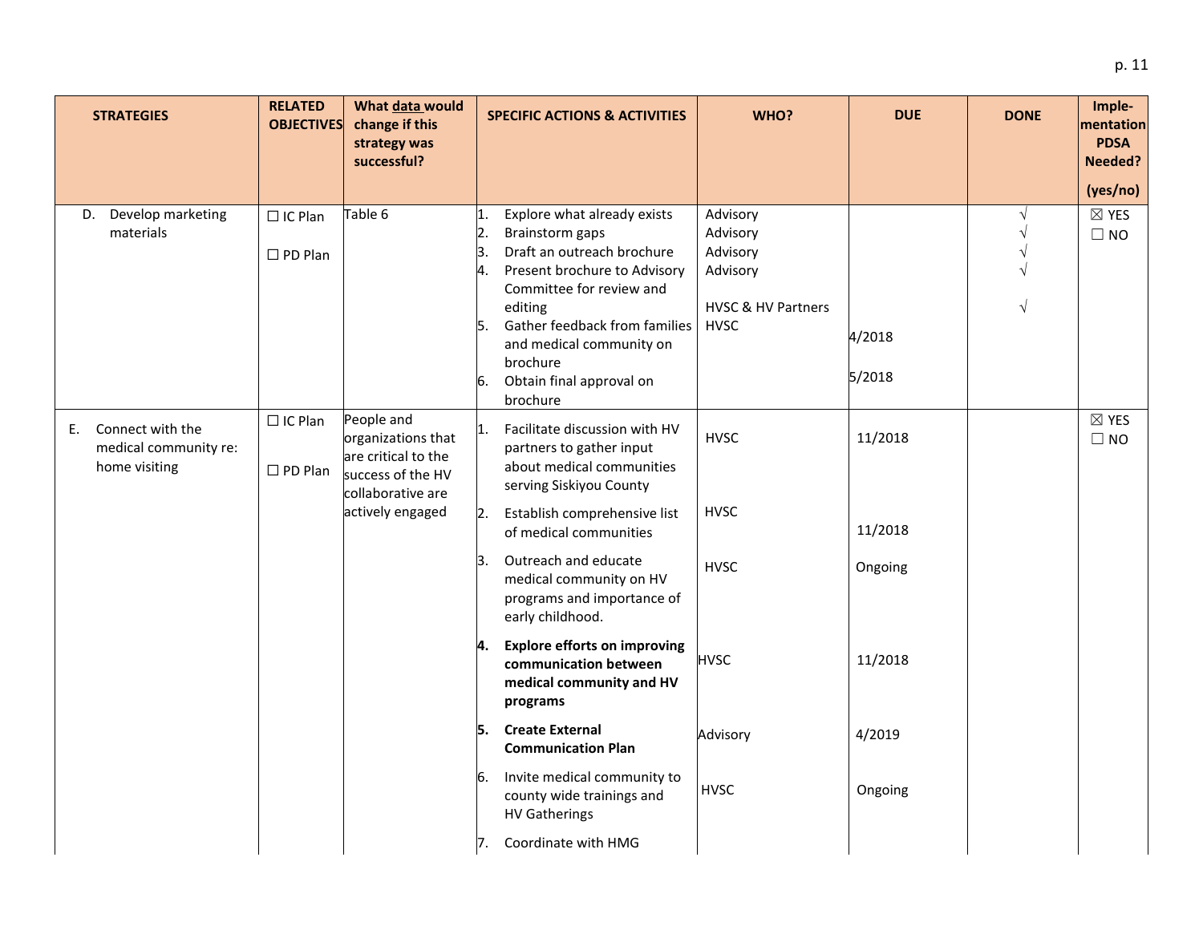| STRATEGIES | RELATED OBJECTIVES | What data would change if this strategy was successful? | SPECIFIC ACTIONS & ACTIVITIES | WHO? | DUE | DONE | Imple-mentation PDSA Needed? (yes/no) |
|---|---|---|---|---|---|---|---|
| D. Develop marketing materials | ☐ IC Plan<br><br>☐ PD Plan | Table 6 | 1. Explore what already exists<br>2. Brainstorm gaps<br>3. Draft an outreach brochure<br>4. Present brochure to Advisory Committee for review and editing<br>5. Gather feedback from families and medical community on brochure<br>6. Obtain final approval on brochure | Advisory<br>Advisory<br>Advisory<br>Advisory<br><br>HVSC & HV Partners<br>HVSC | <br><br><br><br><br>4/2018<br><br>5/2018 | √<br>√<br>√<br>√<br><br>√ | ☒ YES<br>☐ NO |
| E. Connect with the medical community re: home visiting | ☐ IC Plan<br><br>☐ PD Plan | People and organizations that are critical to the success of the HV collaborative are actively engaged | 1. Facilitate discussion with HV partners to gather input about medical communities serving Siskiyou County<br>2. Establish comprehensive list of medical communities<br>3. Outreach and educate medical community on HV programs and importance of early childhood.<br>**4. Explore efforts on improving communication between medical community and HV programs**<br>**5. Create External Communication Plan**<br>6. Invite medical community to county wide trainings and HV Gatherings<br>7. Coordinate with HMG | HVSC<br><br>HVSC<br><br>HVSC<br><br>HVSC<br><br>Advisory<br><br>HVSC | 11/2018<br><br>11/2018<br><br>Ongoing<br><br>11/2018<br><br>4/2019<br><br>Ongoing | | ☒ YES<br>☐ NO |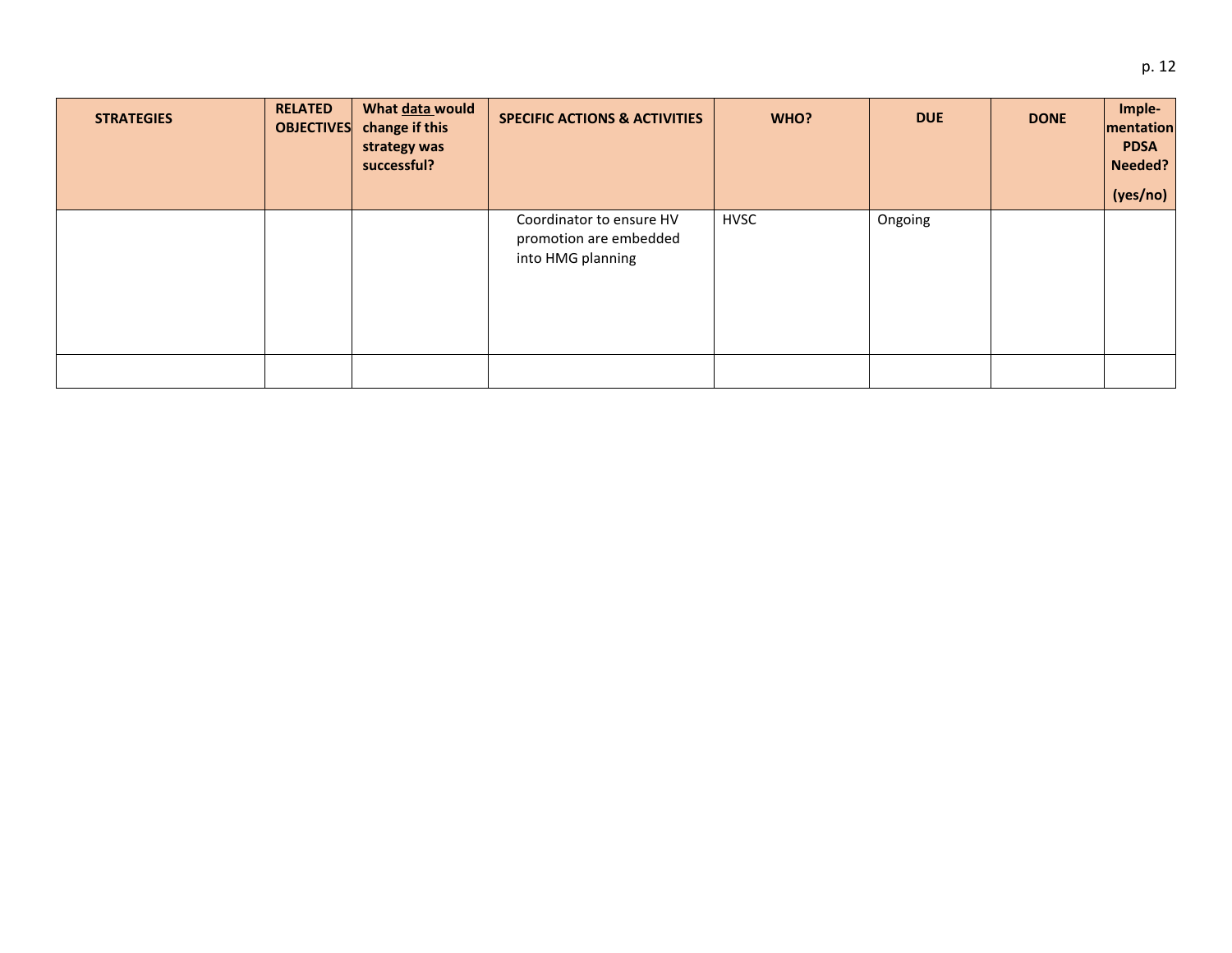| STRATEGIES | RELATED OBJECTIVES | What data would change if this strategy was successful? | SPECIFIC ACTIONS & ACTIVITIES | WHO? | DUE | DONE | Imple-mentation PDSA Needed? (yes/no) |
|---|---|---|---|---|---|---|---|
| | | | Coordinator to ensure HV promotion are embedded into HMG planning | HVSC | Ongoing | | |
| | | | | | | | |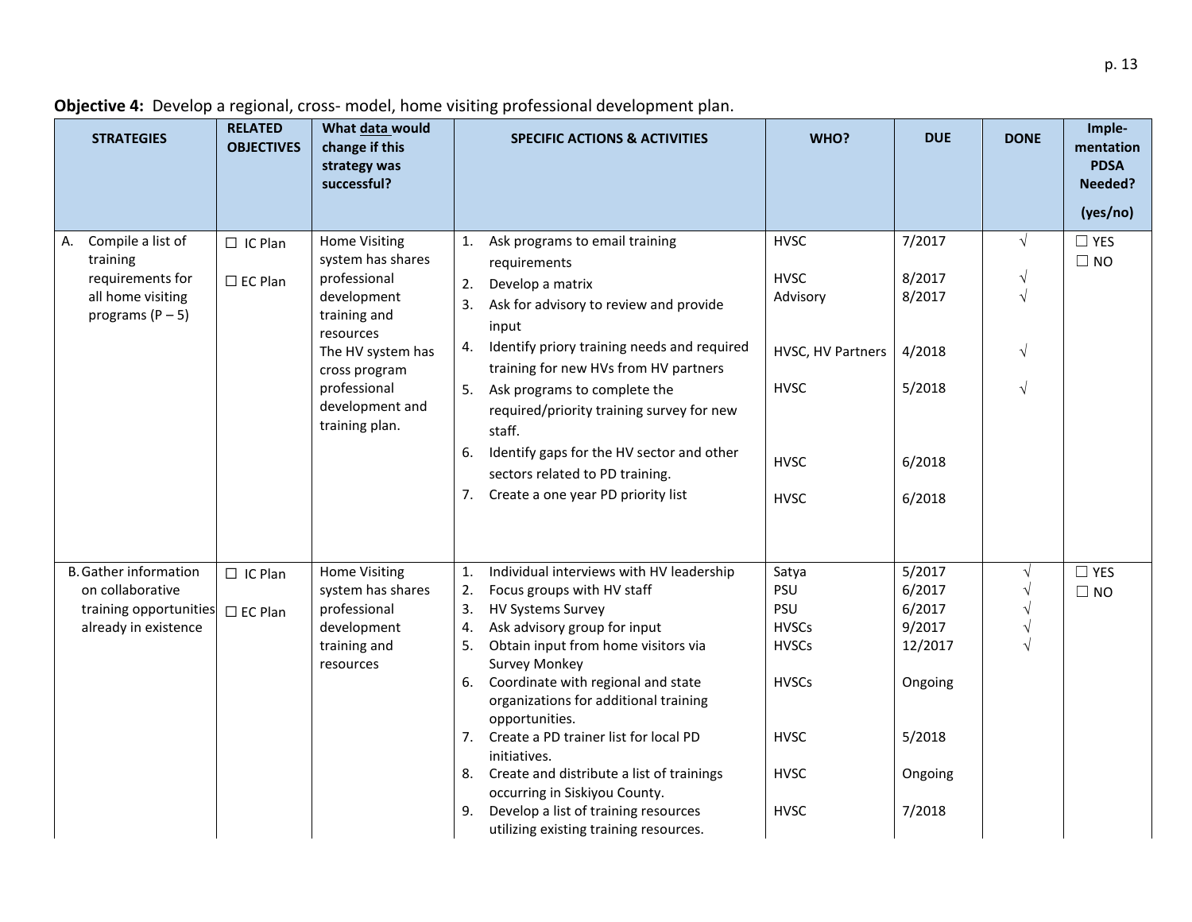**Objective 4:** Develop a regional, cross- model, home visiting professional development plan.

| STRATEGIES | RELATED OBJECTIVES | What data would change if this strategy was successful? | SPECIFIC ACTIONS & ACTIVITIES | WHO? | DUE | DONE | Imple-mentation PDSA Needed? (yes/no) |
|---|---|---|---|---|---|---|---|
| A. Compile a list of training requirements for all home visiting programs (P – 5) | ☐ IC Plan<br>☐ EC Plan | Home Visiting system has shares professional development training and resources<br>The HV system has cross program professional development and training plan. | 1. Ask programs to email training requirements<br>2. Develop a matrix<br>3. Ask for advisory to review and provide input<br>4. Identify priory training needs and required training for new HVs from HV partners<br>5. Ask programs to complete the required/priority training survey for new staff.<br>6. Identify gaps for the HV sector and other sectors related to PD training.<br>7. Create a one year PD priority list | HVSC<br>HVSC<br>Advisory<br>HVSC, HV Partners<br>HVSC<br>HVSC<br>HVSC | 7/2017<br>8/2017<br>8/2017<br>4/2018<br>5/2018<br>6/2018<br>6/2018 | √<br>√<br>√<br>√<br>√ | ☐ YES<br>☐ NO |
| B. Gather information on collaborative training opportunities already in existence | ☐ IC Plan<br>☐ EC Plan | Home Visiting system has shares professional development training and resources | 1. Individual interviews with HV leadership<br>2. Focus groups with HV staff<br>3. HV Systems Survey<br>4. Ask advisory group for input<br>5. Obtain input from home visitors via Survey Monkey<br>6. Coordinate with regional and state organizations for additional training opportunities.<br>7. Create a PD trainer list for local PD initiatives.<br>8. Create and distribute a list of trainings occurring in Siskiyou County.<br>9. Develop a list of training resources utilizing existing training resources. | Satya<br>PSU<br>PSU<br>HVSCs<br>HVSCs<br>HVSCs<br>HVSC<br>HVSC<br>HVSC | 5/2017<br>6/2017<br>6/2017<br>9/2017<br>12/2017<br>Ongoing<br>5/2018<br>Ongoing<br>7/2018 | √<br>√<br>√<br>√<br>√ | ☐ YES<br>☐ NO |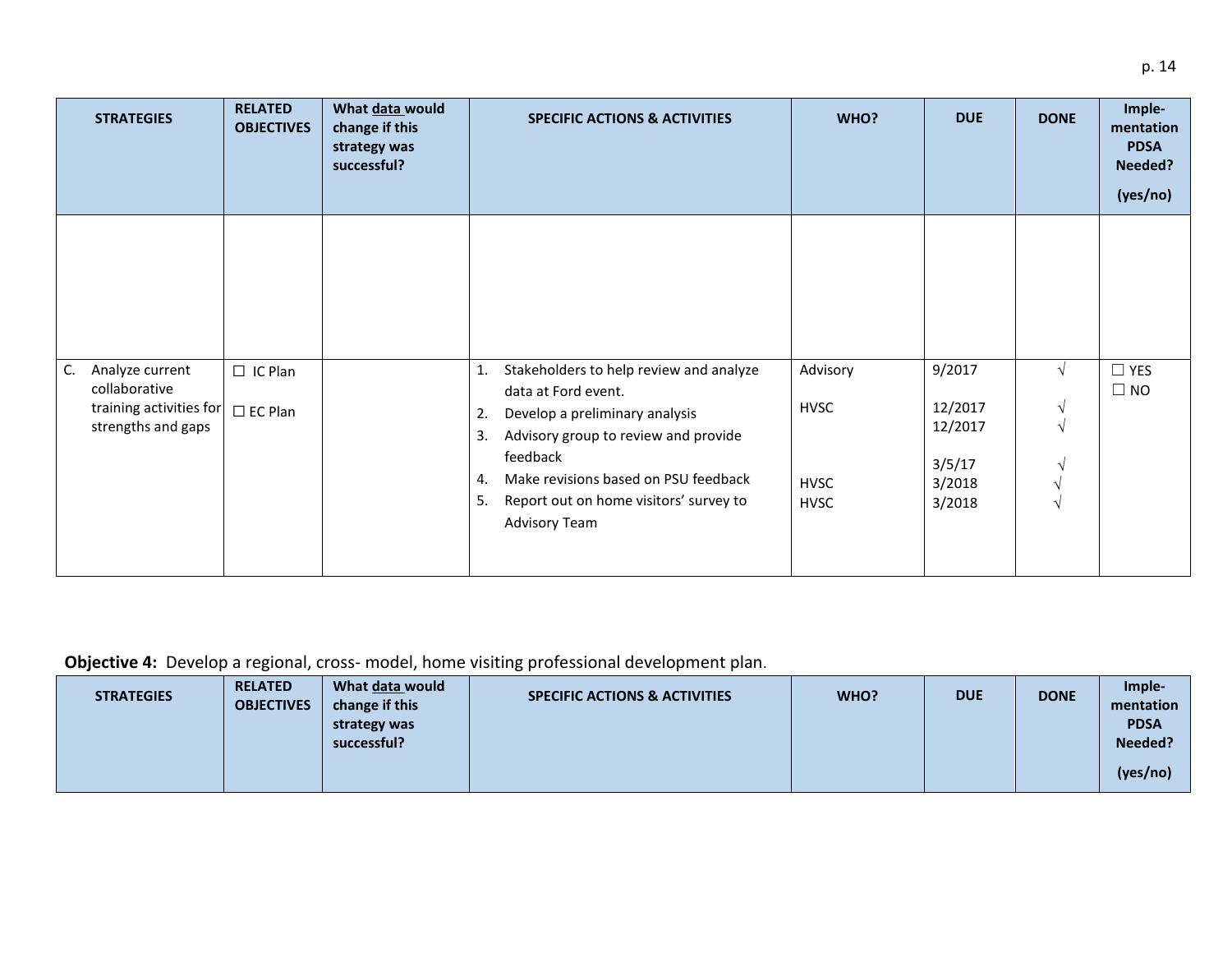| STRATEGIES | RELATED OBJECTIVES | What data would change if this strategy was successful? | SPECIFIC ACTIONS & ACTIVITIES | WHO? | DUE | DONE | Imple-mentation PDSA Needed? (yes/no) |
|---|---|---|---|---|---|---|---|
| | | | | | | | |
| C. Analyze current collaborative training activities for strengths and gaps | ☐ IC Plan<br>☐ EC Plan | | 1. Stakeholders to help review and analyze data at Ford event.<br>2. Develop a preliminary analysis<br>3. Advisory group to review and provide feedback<br>4. Make revisions based on PSU feedback<br>5. Report out on home visitors' survey to Advisory Team | Advisory<br>HVSC<br><br>HVSC<br>HVSC | 9/2017<br>12/2017<br>12/2017<br>3/5/17<br>3/2018<br>3/2018 | √<br>√<br>√<br>√<br>√<br>√ | ☐ YES<br>☐ NO |

**Objective 4:** Develop a regional, cross- model, home visiting professional development plan.

| STRATEGIES | RELATED OBJECTIVES | What data would change if this strategy was successful? | SPECIFIC ACTIONS & ACTIVITIES | WHO? | DUE | DONE | Imple-mentation PDSA Needed? (yes/no) |
|---|---|---|---|---|---|---|---|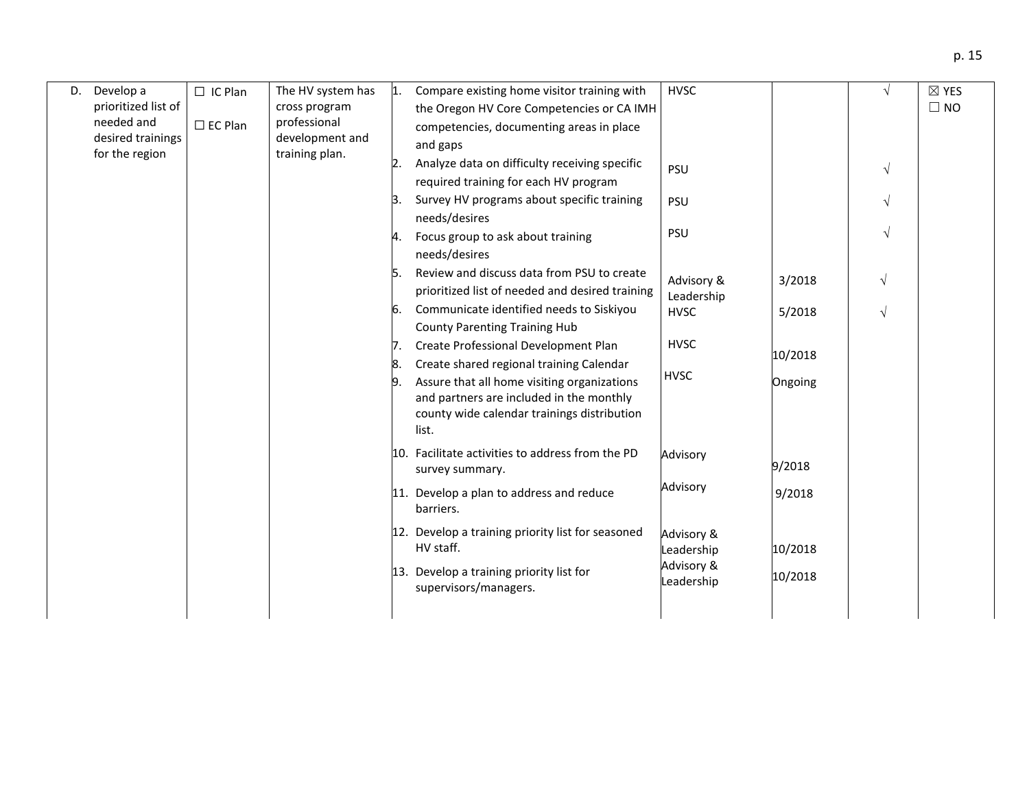| | | | | | | | |
|---|---|---|---|---|---|---|---|
| D. Develop a prioritized list of needed and desired trainings for the region | ☐ IC Plan<br><br>☐ EC Plan | The HV system has cross program professional development and training plan. | 1. Compare existing home visitor training with the Oregon HV Core Competencies or CA IMH competencies, documenting areas in place and gaps | HVSC | | √ | ☒ YES<br>☐ NO |
| | | | 2. Analyze data on difficulty receiving specific required training for each HV program | PSU | | √ | |
| | | | 3. Survey HV programs about specific training needs/desires | PSU | | √ | |
| | | | 4. Focus group to ask about training needs/desires | PSU | | √ | |
| | | | 5. Review and discuss data from PSU to create prioritized list of needed and desired training | Advisory & Leadership | 3/2018 | √ | |
| | | | 6. Communicate identified needs to Siskiyou County Parenting Training Hub | HVSC | 5/2018 | √ | |
| | | | 7. Create Professional Development Plan | HVSC | | | |
| | | | 8. Create shared regional training Calendar | | 10/2018 | | |
| | | | 9. Assure that all home visiting organizations and partners are included in the monthly county wide calendar trainings distribution list. | HVSC | Ongoing | | |
| | | | 10. Facilitate activities to address from the PD survey summary. | Advisory | 9/2018 | | |
| | | | 11. Develop a plan to address and reduce barriers. | Advisory | 9/2018 | | |
| | | | 12. Develop a training priority list for seasoned HV staff. | Advisory & Leadership | 10/2018 | | |
| | | | 13. Develop a training priority list for supervisors/managers. | Advisory & Leadership | 10/2018 | | |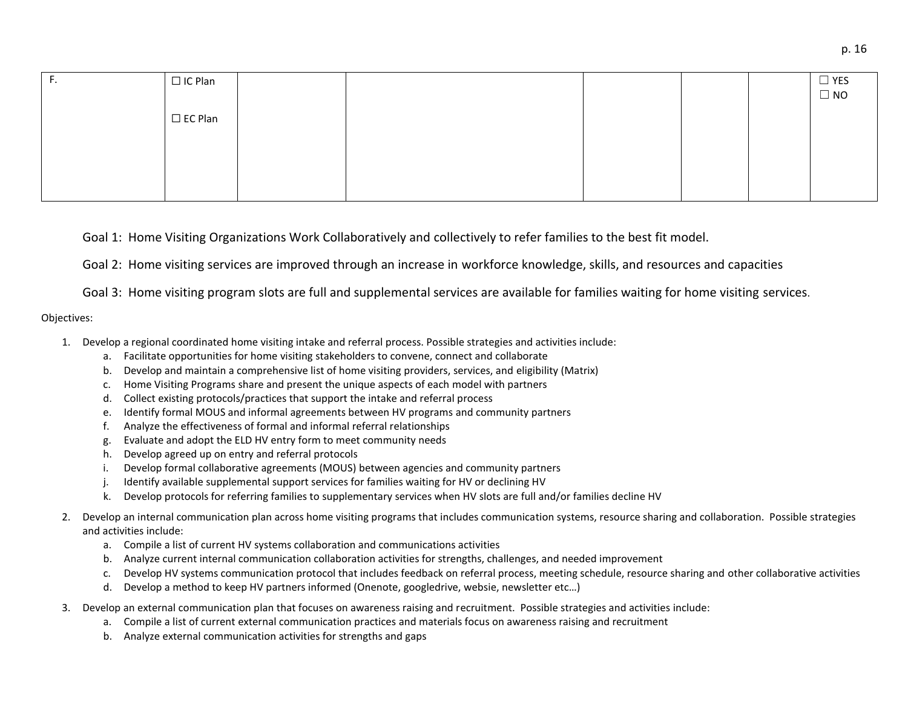| F. | ☐ IC Plan<br><br>☐ EC Plan | | | | | | ☐ YES<br>☐ NO |
|---|---|---|---|---|---|---|---|

Goal 1: Home Visiting Organizations Work Collaboratively and collectively to refer families to the best fit model.

Goal 2: Home visiting services are improved through an increase in workforce knowledge, skills, and resources and capacities

Goal 3: Home visiting program slots are full and supplemental services are available for families waiting for home visiting services.

Objectives:

1. Develop a regional coordinated home visiting intake and referral process. Possible strategies and activities include:
   a. Facilitate opportunities for home visiting stakeholders to convene, connect and collaborate
   b. Develop and maintain a comprehensive list of home visiting providers, services, and eligibility (Matrix)
   c. Home Visiting Programs share and present the unique aspects of each model with partners
   d. Collect existing protocols/practices that support the intake and referral process
   e. Identify formal MOUS and informal agreements between HV programs and community partners
   f. Analyze the effectiveness of formal and informal referral relationships
   g. Evaluate and adopt the ELD HV entry form to meet community needs
   h. Develop agreed up on entry and referral protocols
   i. Develop formal collaborative agreements (MOUS) between agencies and community partners
   j. Identify available supplemental support services for families waiting for HV or declining HV
   k. Develop protocols for referring families to supplementary services when HV slots are full and/or families decline HV
2. Develop an internal communication plan across home visiting programs that includes communication systems, resource sharing and collaboration. Possible strategies and activities include:
   a. Compile a list of current HV systems collaboration and communications activities
   b. Analyze current internal communication collaboration activities for strengths, challenges, and needed improvement
   c. Develop HV systems communication protocol that includes feedback on referral process, meeting schedule, resource sharing and other collaborative activities
   d. Develop a method to keep HV partners informed (Onenote, googledrive, websie, newsletter etc…)
3. Develop an external communication plan that focuses on awareness raising and recruitment. Possible strategies and activities include:
   a. Compile a list of current external communication practices and materials focus on awareness raising and recruitment
   b. Analyze external communication activities for strengths and gaps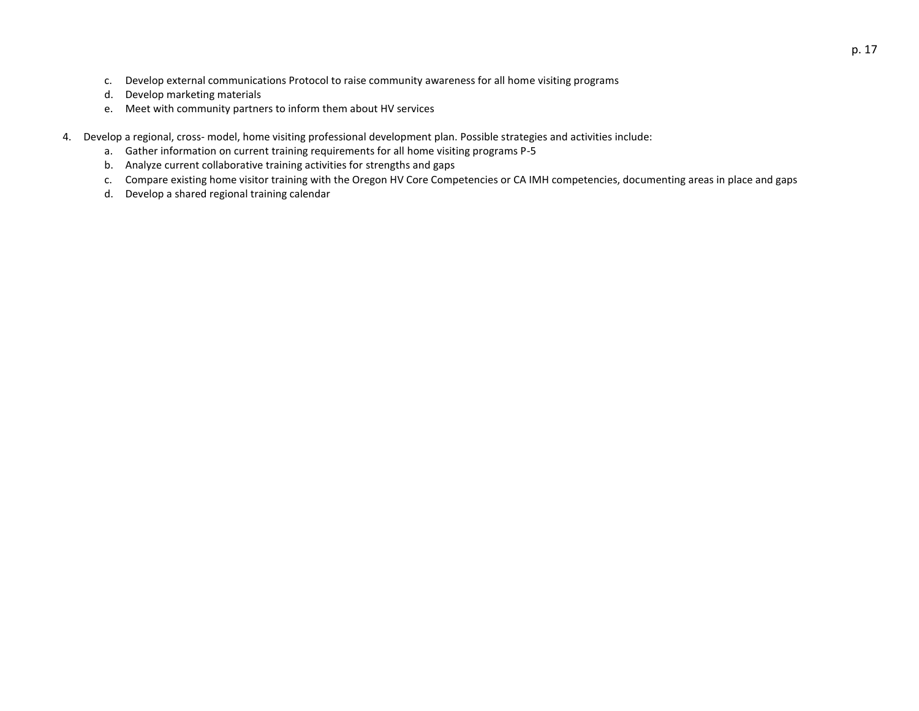c. Develop external communications Protocol to raise community awareness for all home visiting programs
d. Develop marketing materials
e. Meet with community partners to inform them about HV services

4. Develop a regional, cross- model, home visiting professional development plan. Possible strategies and activities include:
   a. Gather information on current training requirements for all home visiting programs P-5
   b. Analyze current collaborative training activities for strengths and gaps
   c. Compare existing home visitor training with the Oregon HV Core Competencies or CA IMH competencies, documenting areas in place and gaps
   d. Develop a shared regional training calendar